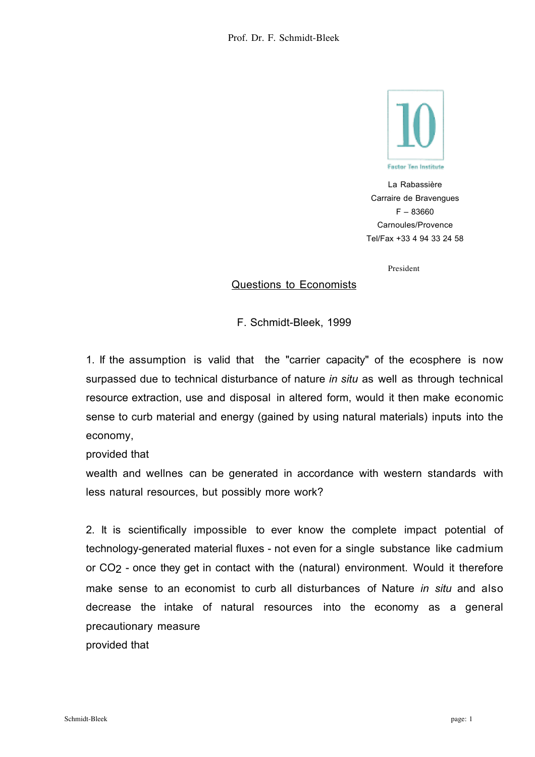Prof. Dr. F. Schmidt-Bleek

10

Factor Ten Institute

La Rabassière
Carraire de Bravengues
F – 83660
Carnoules/Provence
Tel/Fax +33 4 94 33 24 58

President

# Questions to Economists

F. Schmidt-Bleek, 1999

1. If the assumption is valid that the "carrier capacity" of the ecosphere is now surpassed due to technical disturbance of nature *in situ* as well as through technical resource extraction, use and disposal in altered form, would it then make economic sense to curb material and energy (gained by using natural materials) inputs into the economy,
provided that
wealth and wellnes can be generated in accordance with western standards with less natural resources, but possibly more work?

2. It is scientifically impossible to ever know the complete impact potential of technology-generated material fluxes - not even for a single substance like cadmium or $CO_2$ - once they get in contact with the (natural) environment. Would it therefore make sense to an economist to curb all disturbances of Nature *in situ* and also decrease the intake of natural resources into the economy as a general precautionary measure
provided that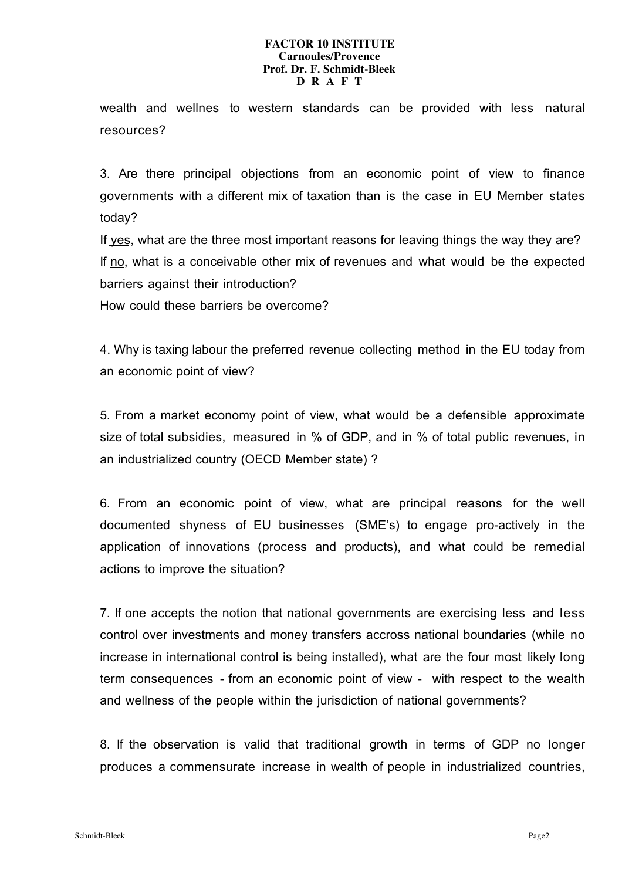wealth and wellnes to western standards can be provided with less natural resources?

3. Are there principal objections from an economic point of view to finance governments with a different mix of taxation than is the case in EU Member states today?

If <u>yes</u>, what are the three most important reasons for leaving things the way they are?
If <u>no</u>, what is a conceivable other mix of revenues and what would be the expected barriers against their introduction?
How could these barriers be overcome?

4. Why is taxing labour the preferred revenue collecting method in the EU today from an economic point of view?

5. From a market economy point of view, what would be a defensible approximate size of total subsidies, measured in % of GDP, and in % of total public revenues, in an industrialized country (OECD Member state) ?

6. From an economic point of view, what are principal reasons for the well documented shyness of EU businesses (SME's) to engage pro-actively in the application of innovations (process and products), and what could be remedial actions to improve the situation?

7. If one accepts the notion that national governments are exercising less and less control over investments and money transfers accross national boundaries (while no increase in international control is being installed), what are the four most likely long term consequences - from an economic point of view - with respect to the wealth and wellness of the people within the jurisdiction of national governments?

8. If the observation is valid that traditional growth in terms of GDP no longer produces a commensurate increase in wealth of people in industrialized countries,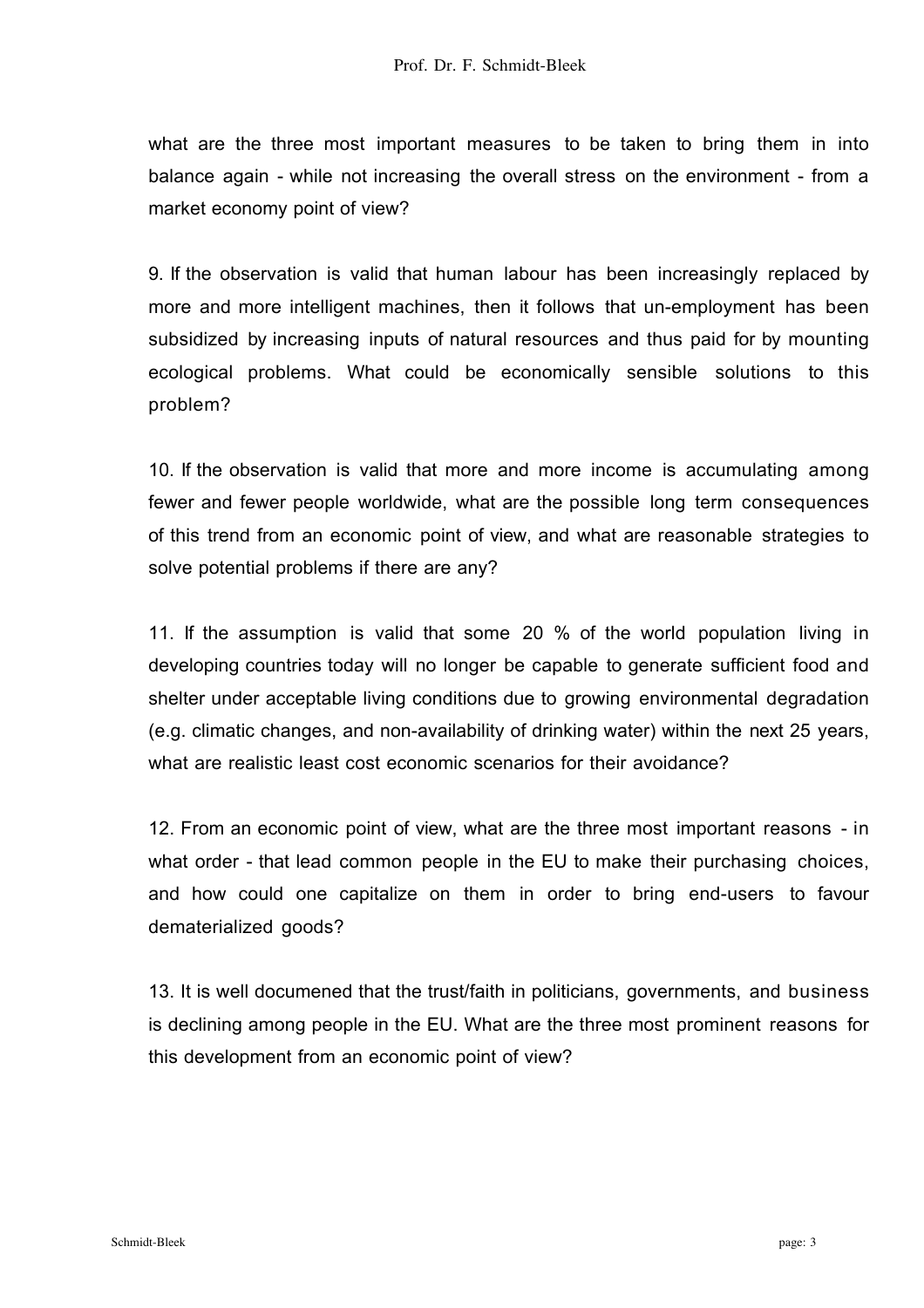what are the three most important measures to be taken to bring them in into balance again - while not increasing the overall stress on the environment - from a market economy point of view?

9. If the observation is valid that human labour has been increasingly replaced by more and more intelligent machines, then it follows that un-employment has been subsidized by increasing inputs of natural resources and thus paid for by mounting ecological problems. What could be economically sensible solutions to this problem?

10. If the observation is valid that more and more income is accumulating among fewer and fewer people worldwide, what are the possible long term consequences of this trend from an economic point of view, and what are reasonable strategies to solve potential problems if there are any?

11. If the assumption is valid that some 20 % of the world population living in developing countries today will no longer be capable to generate sufficient food and shelter under acceptable living conditions due to growing environmental degradation (e.g. climatic changes, and non-availability of drinking water) within the next 25 years, what are realistic least cost economic scenarios for their avoidance?

12. From an economic point of view, what are the three most important reasons - in what order - that lead common people in the EU to make their purchasing choices, and how could one capitalize on them in order to bring end-users to favour dematerialized goods?

13. It is well documened that the trust/faith in politicians, governments, and business is declining among people in the EU. What are the three most prominent reasons for this development from an economic point of view?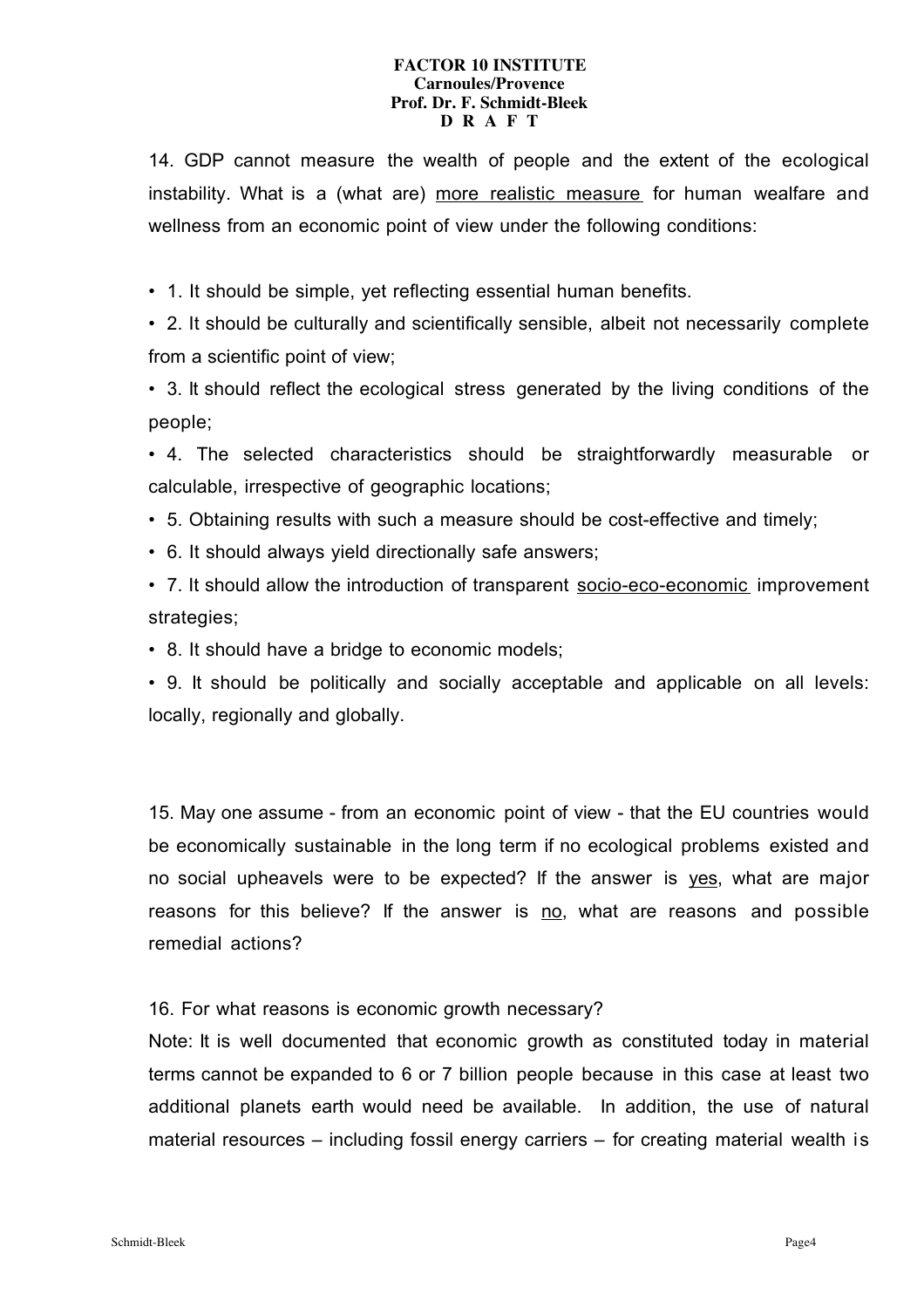14. GDP cannot measure the wealth of people and the extent of the ecological instability. What is a (what are) <u>more realistic measure</u> for human wealfare and wellness from an economic point of view under the following conditions:

- 1. It should be simple, yet reflecting essential human benefits.
- 2. It should be culturally and scientifically sensible, albeit not necessarily complete from a scientific point of view;
- 3. It should reflect the ecological stress generated by the living conditions of the people;
- 4. The selected characteristics should be straightforwardly measurable or calculable, irrespective of geographic locations;
- 5. Obtaining results with such a measure should be cost-effective and timely;
- 6. It should always yield directionally safe answers;
- 7. It should allow the introduction of transparent <u>socio-eco-economic</u> improvement strategies;
- 8. It should have a bridge to economic models;
- 9. It should be politically and socially acceptable and applicable on all levels: locally, regionally and globally.

15. May one assume - from an economic point of view - that the EU countries would be economically sustainable in the long term if no ecological problems existed and no social upheavels were to be expected? If the answer is <u>yes</u>, what are major reasons for this believe? If the answer is <u>no</u>, what are reasons and possible remedial actions?

16. For what reasons is economic growth necessary?

Note: It is well documented that economic growth as constituted today in material terms cannot be expanded to 6 or 7 billion people because in this case at least two additional planets earth would need be available. In addition, the use of natural material resources – including fossil energy carriers – for creating material wealth is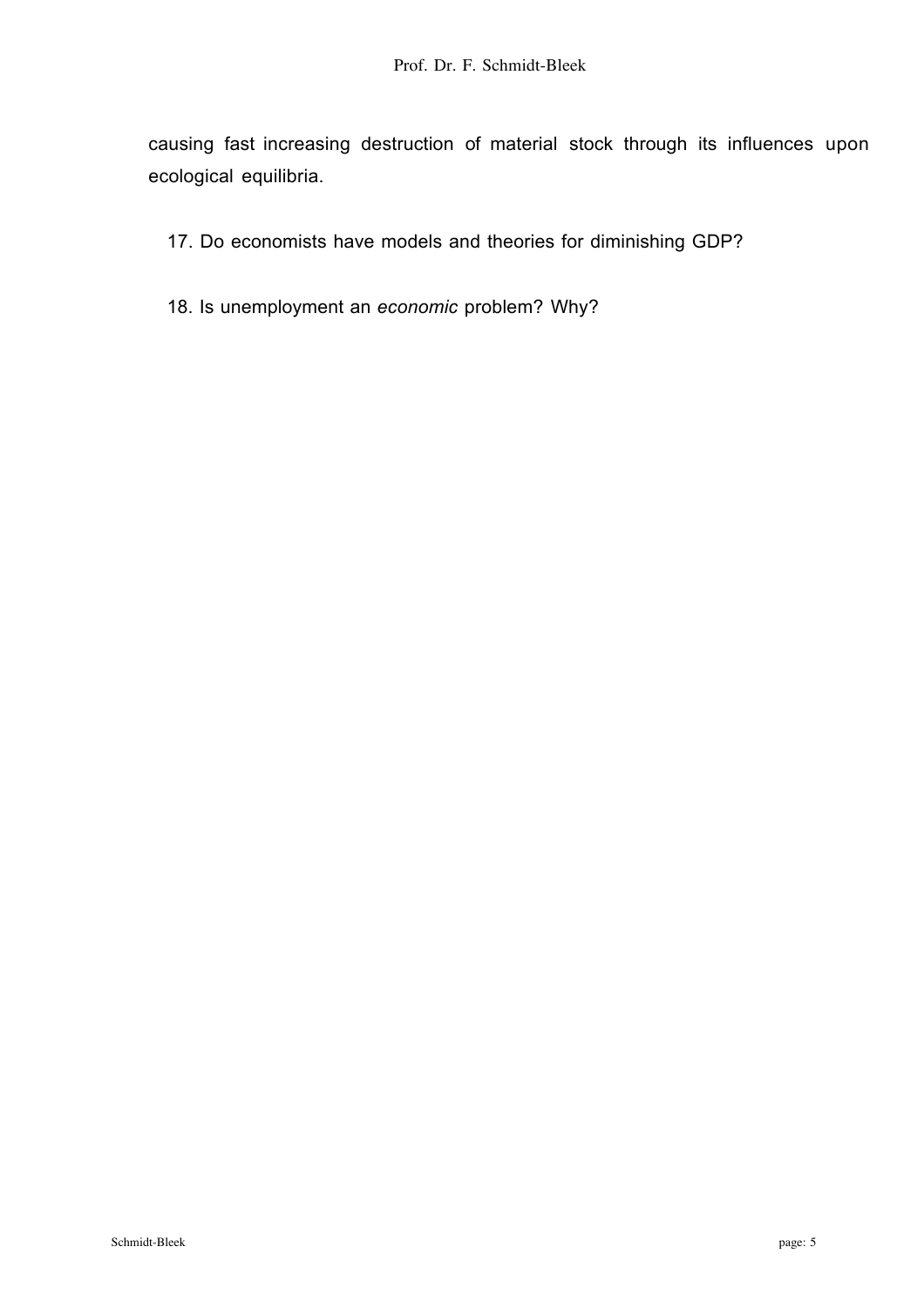causing fast increasing destruction of material stock through its influences upon ecological equilibria.

17. Do economists have models and theories for diminishing GDP?

18. Is unemployment an *economic* problem? Why?